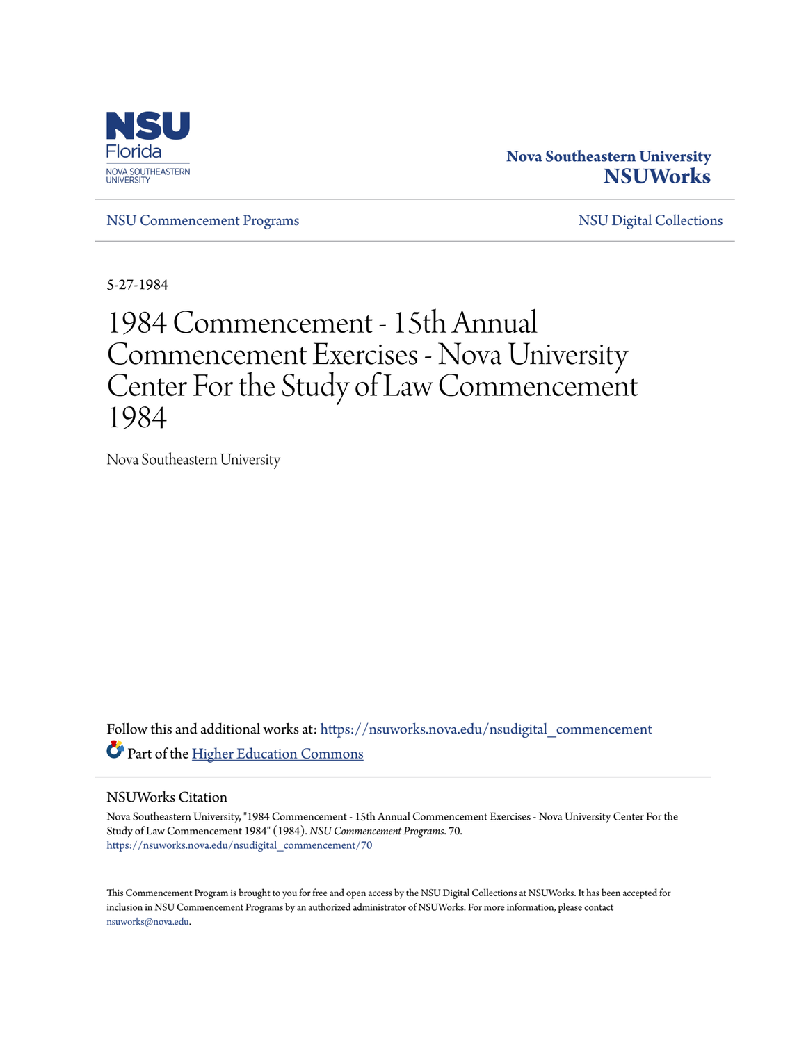NSU Florida
NOVA SOUTHEASTERN UNIVERSITY

**Nova Southeastern University**
**NSUWorks**

NSU Commencement Programs | NSU Digital Collections

5-27-1984

# 1984 Commencement - 15th Annual Commencement Exercises - Nova University Center For the Study of Law Commencement 1984

Nova Southeastern University

Follow this and additional works at: https://nsuworks.nova.edu/nsudigital_commencement

Part of the Higher Education Commons

## NSUWorks Citation

Nova Southeastern University, "1984 Commencement - 15th Annual Commencement Exercises - Nova University Center For the Study of Law Commencement 1984" (1984). *NSU Commencement Programs*. 70.
https://nsuworks.nova.edu/nsudigital_commencement/70

This Commencement Program is brought to you for free and open access by the NSU Digital Collections at NSUWorks. It has been accepted for inclusion in NSU Commencement Programs by an authorized administrator of NSUWorks. For more information, please contact nsuworks@nova.edu.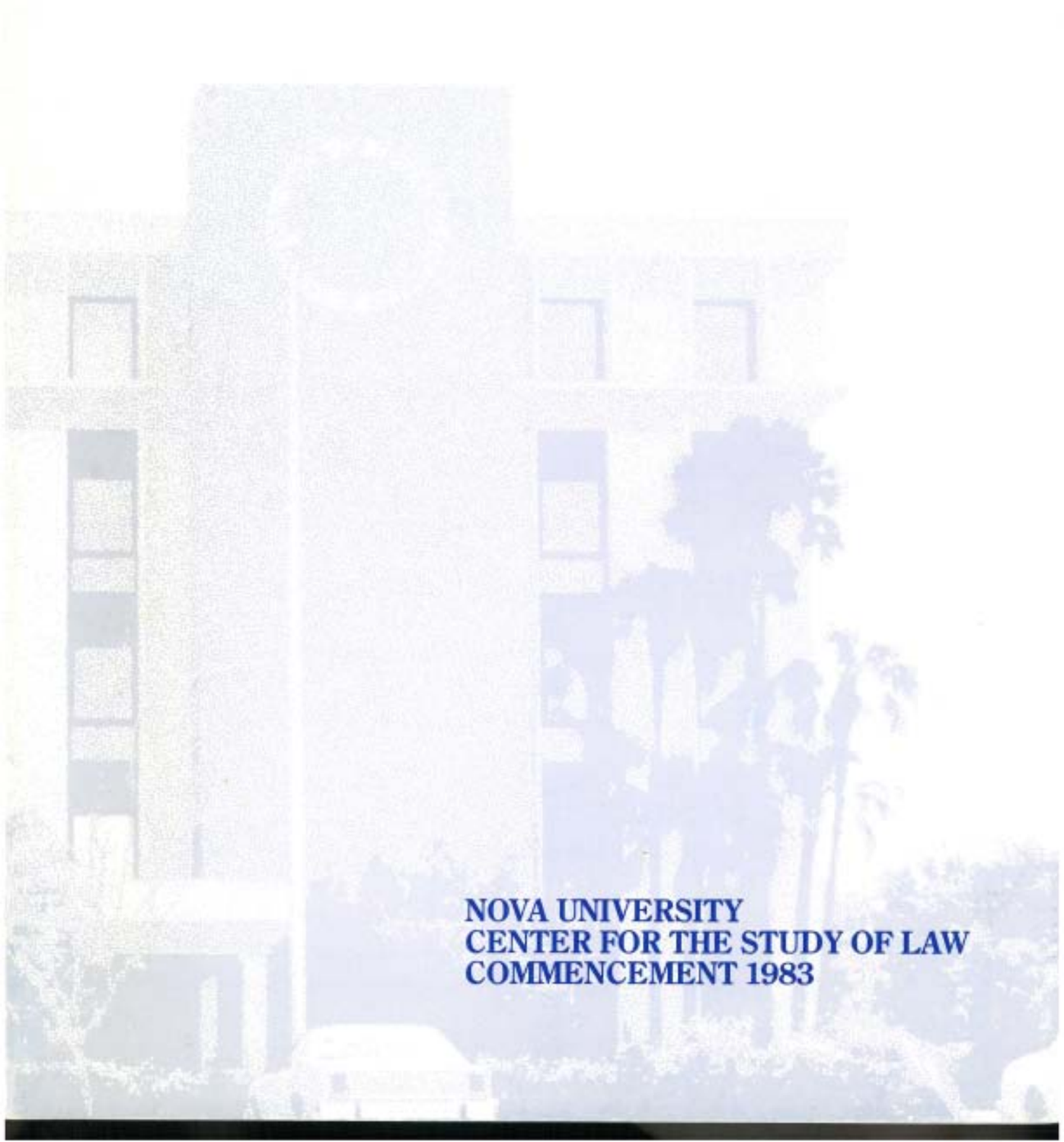# NOVA UNIVERSITY
# CENTER FOR THE STUDY OF LAW
# COMMENCEMENT 1983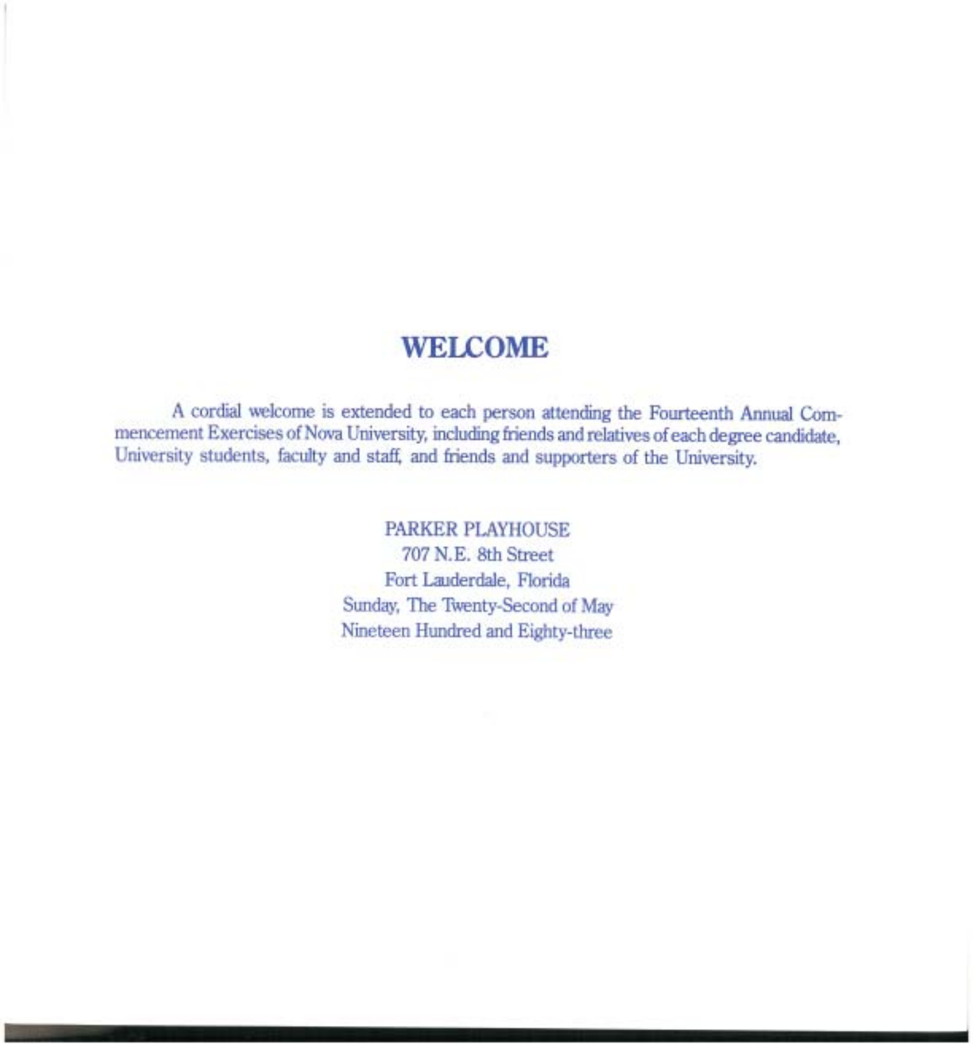# WELCOME

A cordial welcome is extended to each person attending the Fourteenth Annual Commencement Exercises of Nova University, including friends and relatives of each degree candidate, University students, faculty and staff, and friends and supporters of the University.

PARKER PLAYHOUSE
707 N.E. 8th Street
Fort Lauderdale, Florida
Sunday, The Twenty-Second of May
Nineteen Hundred and Eighty-three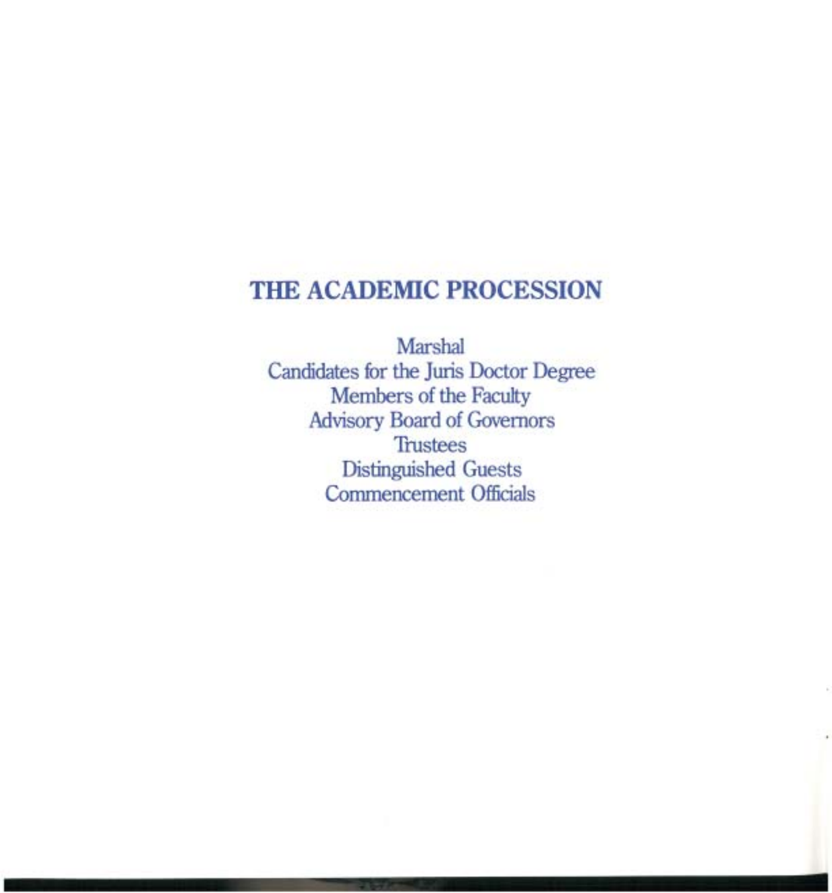## THE ACADEMIC PROCESSION

Marshal
Candidates for the Juris Doctor Degree
Members of the Faculty
Advisory Board of Governors
Trustees
Distinguished Guests
Commencement Officials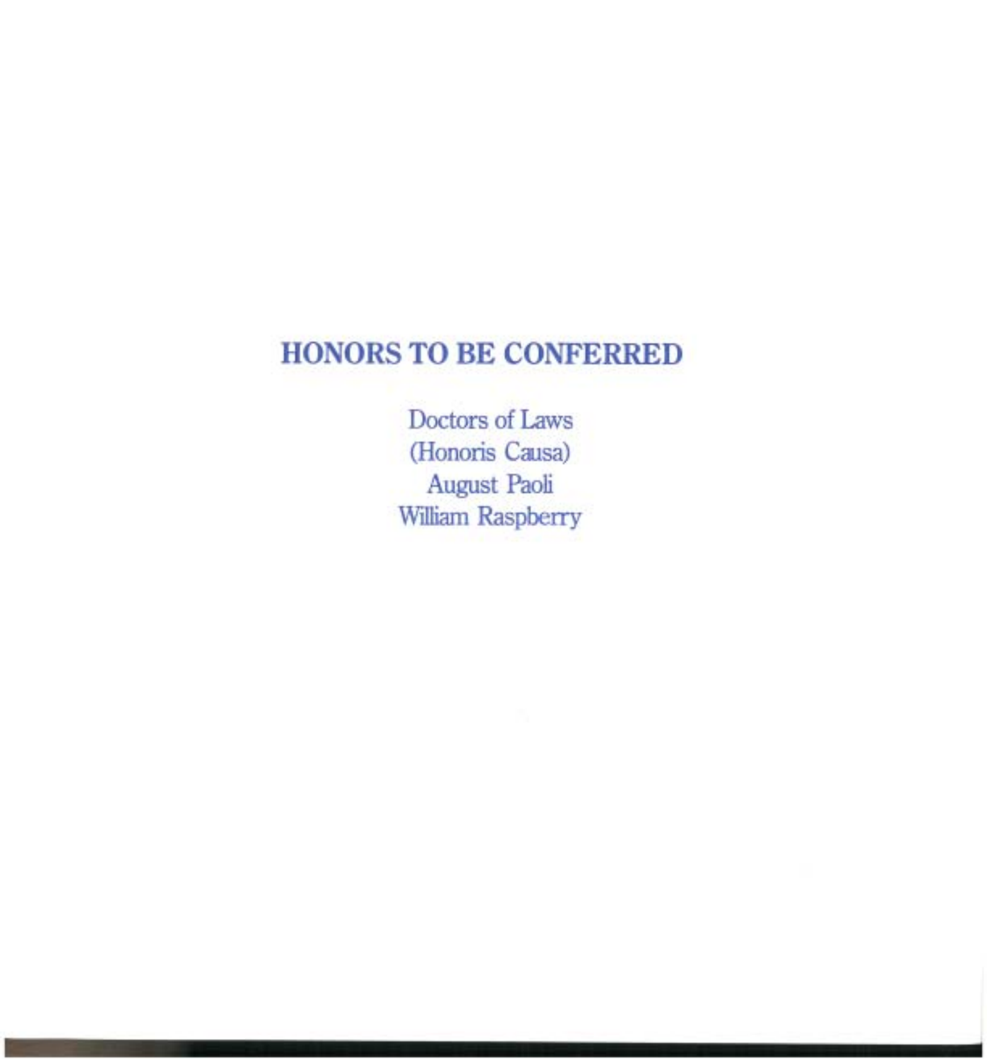## HONORS TO BE CONFERRED

Doctors of Laws
(Honoris Causa)
August Paoli
William Raspberry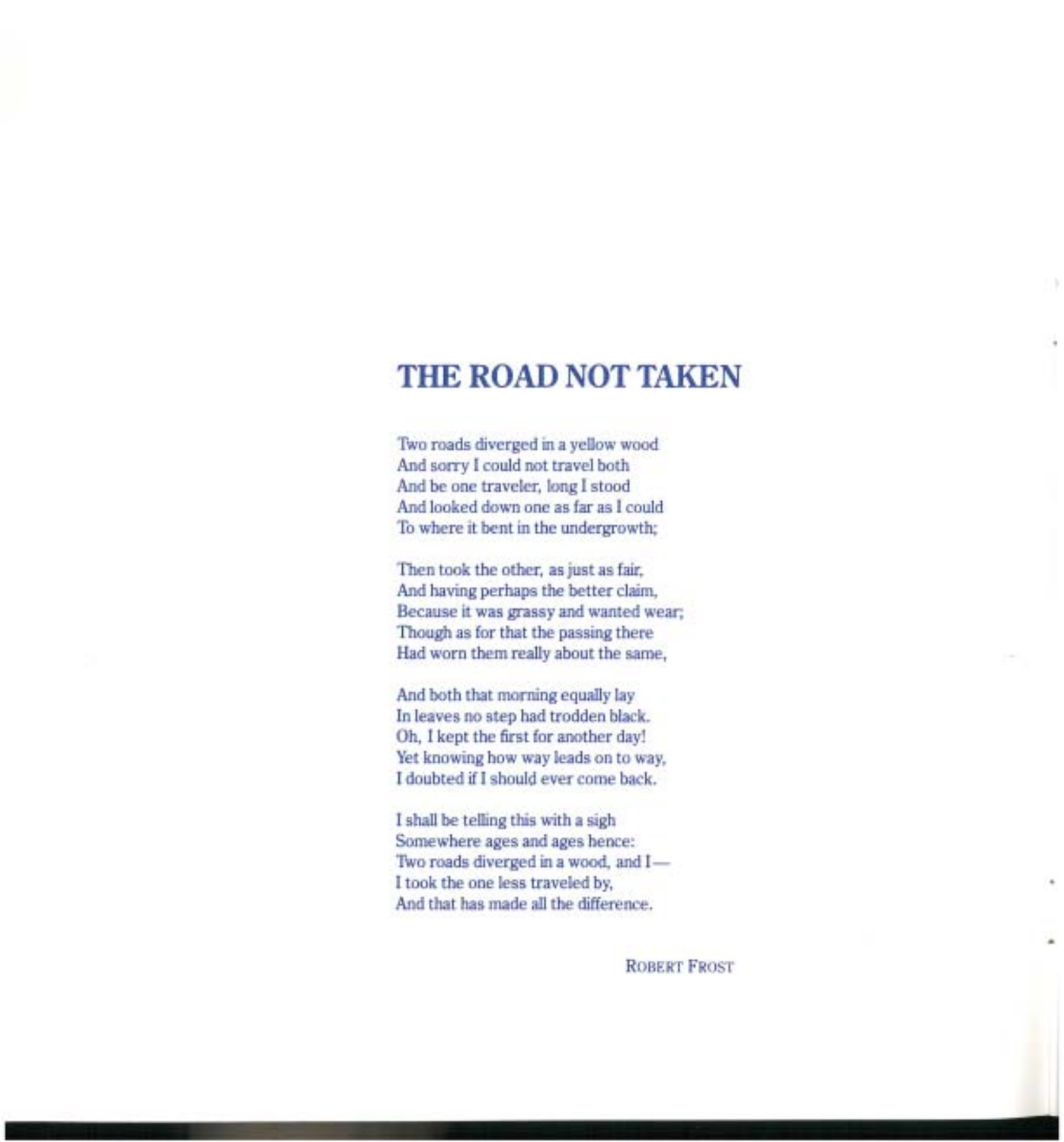# THE ROAD NOT TAKEN

Two roads diverged in a yellow wood  
And sorry I could not travel both  
And be one traveler, long I stood  
And looked down one as far as I could  
To where it bent in the undergrowth;

Then took the other, as just as fair,  
And having perhaps the better claim,  
Because it was grassy and wanted wear;  
Though as for that the passing there  
Had worn them really about the same,

And both that morning equally lay  
In leaves no step had trodden black.  
Oh, I kept the first for another day!  
Yet knowing how way leads on to way,  
I doubted if I should ever come back.

I shall be telling this with a sigh  
Somewhere ages and ages hence:  
Two roads diverged in a wood, and I—  
I took the one less traveled by,  
And that has made all the difference.

ROBERT FROST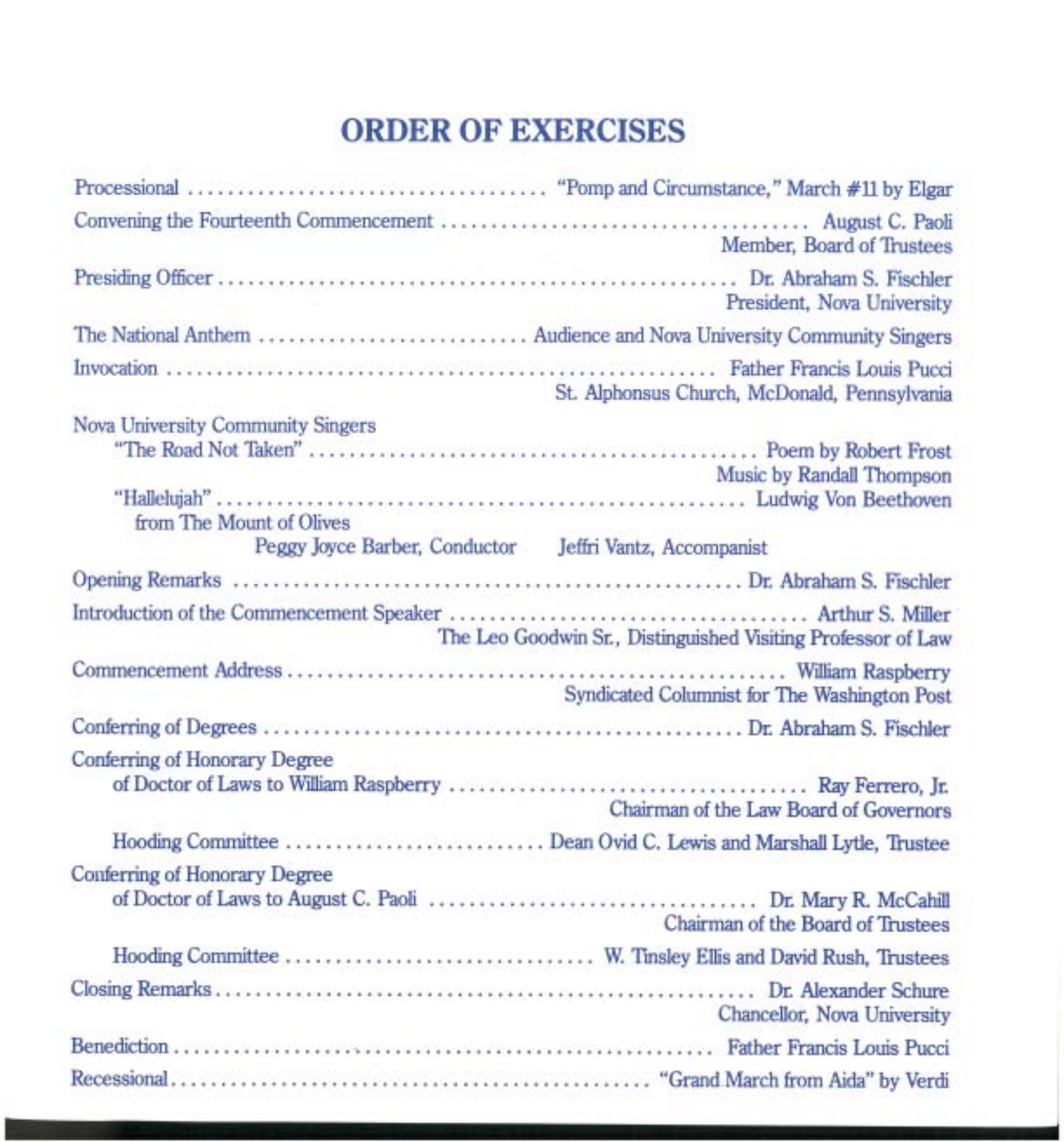# ORDER OF EXERCISES

Processional .................................... "Pomp and Circumstance," March #11 by Elgar

Convening the Fourteenth Commencement .................................... August C. Paoli
Member, Board of Trustees

Presiding Officer .................................................... Dr. Abraham S. Fischler
President, Nova University

The National Anthem .......................... Audience and Nova University Community Singers

Invocation .................................................... Father Francis Louis Pucci
St. Alphonsus Church, McDonald, Pennsylvania

Nova University Community Singers

"The Road Not Taken" ............................................ Poem by Robert Frost
Music by Randall Thompson

"Hallelujah" .................................................... Ludwig Von Beethoven
from The Mount of Olives

Peggy Joyce Barber, Conductor    Jeffri Vantz, Accompanist

Opening Remarks ................................................ Dr. Abraham S. Fischler

Introduction of the Commencement Speaker .................................. Arthur S. Miller
The Leo Goodwin Sr., Distinguished Visiting Professor of Law

Commencement Address ................................................ William Raspberry
Syndicated Columnist for The Washington Post

Conferring of Degrees ................................................ Dr. Abraham S. Fischler

Conferring of Honorary Degree
of Doctor of Laws to William Raspberry .................................. Ray Ferrero, Jr.
Chairman of the Law Board of Governors

Hooding Committee .......................... Dean Ovid C. Lewis and Marshall Lytle, Trustee

Conferring of Honorary Degree
of Doctor of Laws to August C. Paoli ................................ Dr. Mary R. McCahill
Chairman of the Board of Trustees

Hooding Committee .............................. W. Tinsley Ellis and David Rush, Trustees

Closing Remarks .................................................... Dr. Alexander Schure
Chancellor, Nova University

Benediction .................................................... Father Francis Louis Pucci

Recessional ........................................ "Grand March from Aida" by Verdi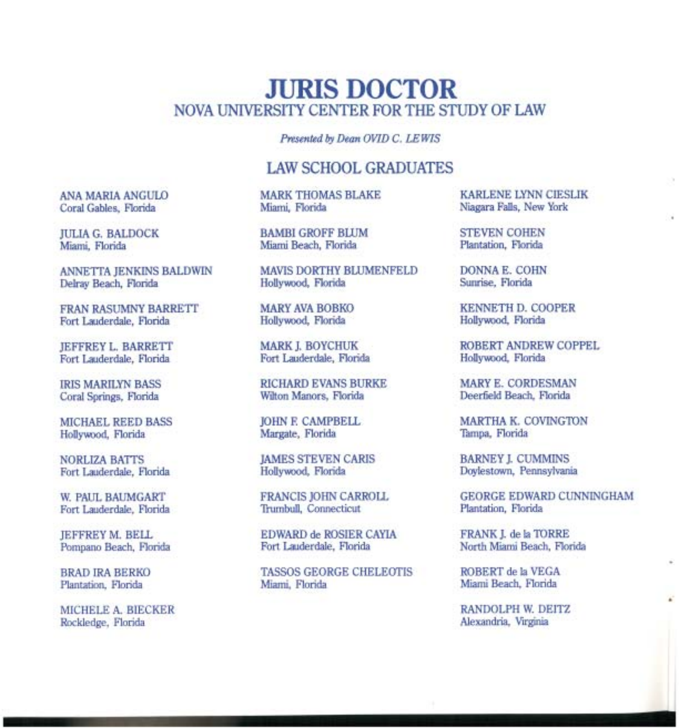# JURIS DOCTOR

## NOVA UNIVERSITY CENTER FOR THE STUDY OF LAW

*Presented by Dean OVID C. LEWIS*

### LAW SCHOOL GRADUATES

ANA MARIA ANGULO
Coral Gables, Florida

JULIA G. BALDOCK
Miami, Florida

ANNETTA JENKINS BALDWIN
Delray Beach, Florida

FRAN RASUMNY BARRETT
Fort Lauderdale, Florida

JEFFREY L. BARRETT
Fort Lauderdale, Florida

IRIS MARILYN BASS
Coral Springs, Florida

MICHAEL REED BASS
Hollywood, Florida

NORLIZA BATTS
Fort Lauderdale, Florida

W. PAUL BAUMGART
Fort Lauderdale, Florida

JEFFREY M. BELL
Pompano Beach, Florida

BRAD IRA BERKO
Plantation, Florida

MICHELE A. BIECKER
Rockledge, Florida

MARK THOMAS BLAKE
Miami, Florida

BAMBI GROFF BLUM
Miami Beach, Florida

MAVIS DORTHY BLUMENFELD
Hollywood, Florida

MARY AVA BOBKO
Hollywood, Florida

MARK J. BOYCHUK
Fort Lauderdale, Florida

RICHARD EVANS BURKE
Wilton Manors, Florida

JOHN F. CAMPBELL
Margate, Florida

JAMES STEVEN CARIS
Hollywood, Florida

FRANCIS JOHN CARROLL
Trumbull, Connecticut

EDWARD de ROSIER CAYIA
Fort Lauderdale, Florida

TASSOS GEORGE CHELEOTIS
Miami, Florida

KARLENE LYNN CIESLIK
Niagara Falls, New York

STEVEN COHEN
Plantation, Florida

DONNA E. COHN
Sunrise, Florida

KENNETH D. COOPER
Hollywood, Florida

ROBERT ANDREW COPPEL
Hollywood, Florida

MARY E. CORDESMAN
Deerfield Beach, Florida

MARTHA K. COVINGTON
Tampa, Florida

BARNEY J. CUMMINS
Doylestown, Pennsylvania

GEORGE EDWARD CUNNINGHAM
Plantation, Florida

FRANK J. de la TORRE
North Miami Beach, Florida

ROBERT de la VEGA
Miami Beach, Florida

RANDOLPH W. DEITZ
Alexandria, Virginia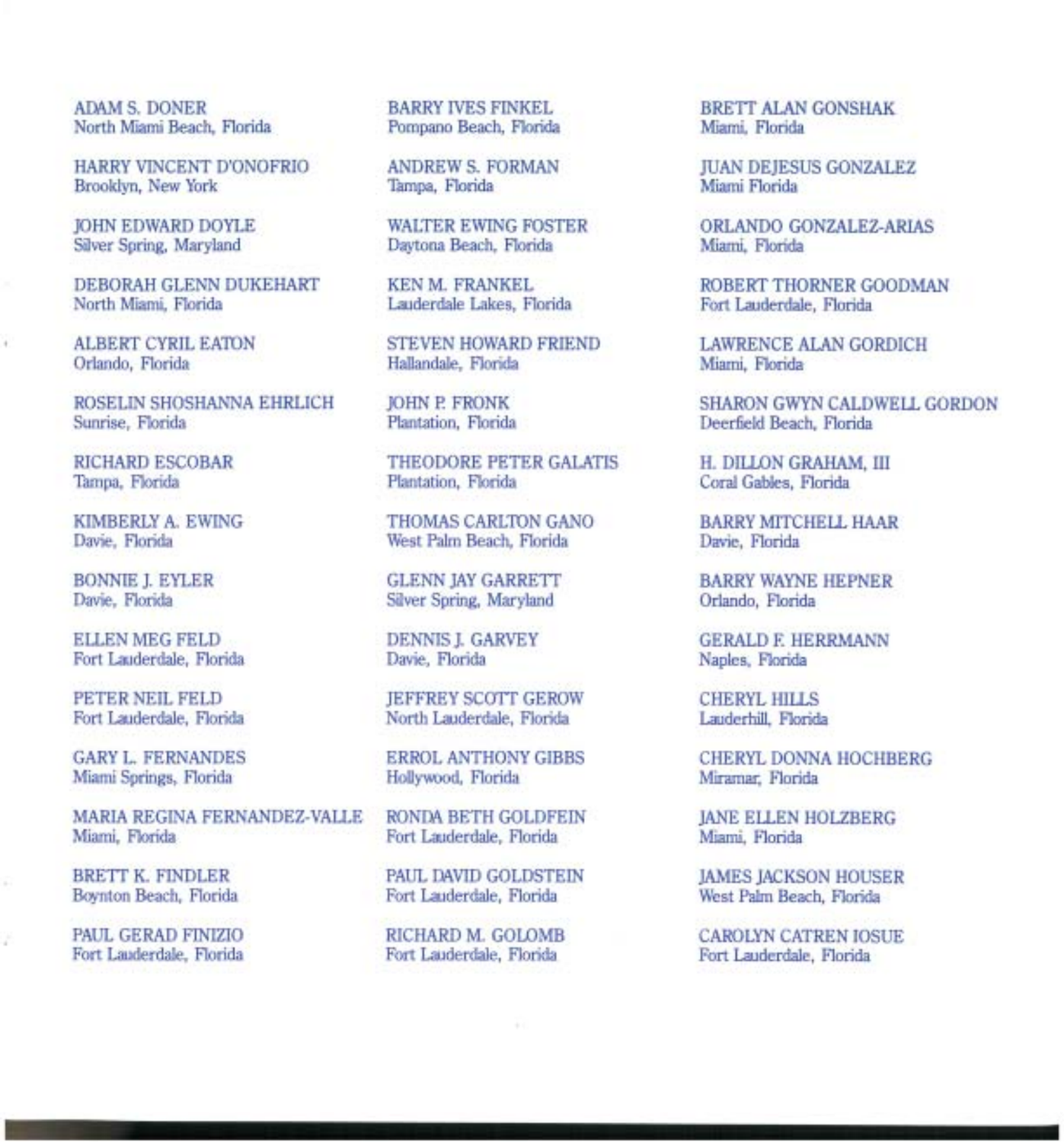ADAM S. DONER
North Miami Beach, Florida

HARRY VINCENT D'ONOFRIO
Brooklyn, New York

JOHN EDWARD DOYLE
Silver Spring, Maryland

DEBORAH GLENN DUKEHART
North Miami, Florida

ALBERT CYRIL EATON
Orlando, Florida

ROSELIN SHOSHANNA EHRLICH
Sunrise, Florida

RICHARD ESCOBAR
Tampa, Florida

KIMBERLY A. EWING
Davie, Florida

BONNIE J. EYLER
Davie, Florida

ELLEN MEG FELD
Fort Lauderdale, Florida

PETER NEIL FELD
Fort Lauderdale, Florida

GARY L. FERNANDES
Miami Springs, Florida

MARIA REGINA FERNANDEZ-VALLE
Miami, Florida

BRETT K. FINDLER
Boynton Beach, Florida

PAUL GERAD FINIZIO
Fort Lauderdale, Florida

BARRY IVES FINKEL
Pompano Beach, Florida

ANDREW S. FORMAN
Tampa, Florida

WALTER EWING FOSTER
Daytona Beach, Florida

KEN M. FRANKEL
Lauderdale Lakes, Florida

STEVEN HOWARD FRIEND
Hallandale, Florida

JOHN P. FRONK
Plantation, Florida

THEODORE PETER GALATIS
Plantation, Florida

THOMAS CARLTON GANO
West Palm Beach, Florida

GLENN JAY GARRETT
Silver Spring, Maryland

DENNIS J. GARVEY
Davie, Florida

JEFFREY SCOTT GEROW
North Lauderdale, Florida

ERROL ANTHONY GIBBS
Hollywood, Florida

RONDA BETH GOLDFEIN
Fort Lauderdale, Florida

PAUL DAVID GOLDSTEIN
Fort Lauderdale, Florida

RICHARD M. GOLOMB
Fort Lauderdale, Florida

BRETT ALAN GONSHAK
Miami, Florida

JUAN DEJESUS GONZALEZ
Miami Florida

ORLANDO GONZALEZ-ARIAS
Miami, Florida

ROBERT THORNER GOODMAN
Fort Lauderdale, Florida

LAWRENCE ALAN GORDICH
Miami, Florida

SHARON GWYN CALDWELL GORDON
Deerfield Beach, Florida

H. DILLON GRAHAM, III
Coral Gables, Florida

BARRY MITCHELL HAAR
Davie, Florida

BARRY WAYNE HEPNER
Orlando, Florida

GERALD F. HERRMANN
Naples, Florida

CHERYL HILLS
Lauderhill, Florida

CHERYL DONNA HOCHBERG
Miramar, Florida

JANE ELLEN HOLZBERG
Miami, Florida

JAMES JACKSON HOUSER
West Palm Beach, Florida

CAROLYN CATREN IOSUE
Fort Lauderdale, Florida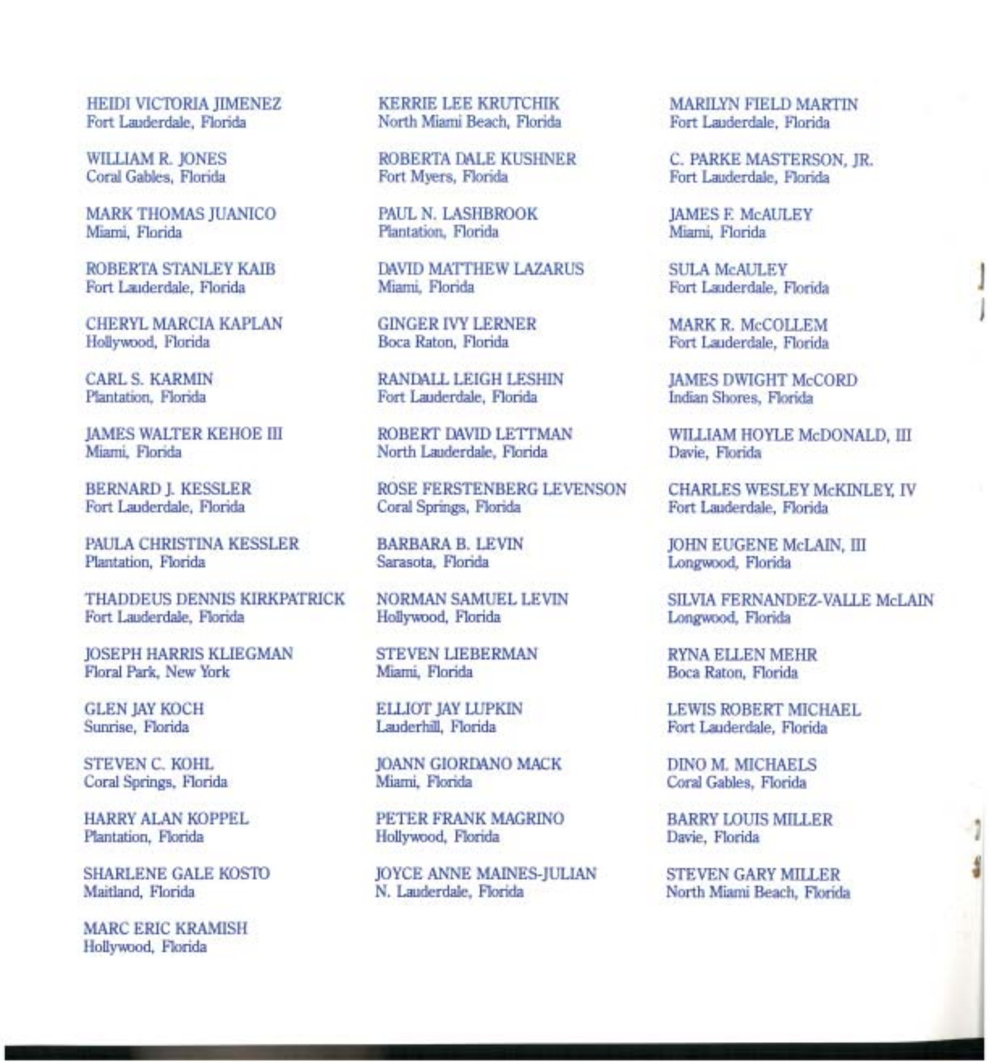HEIDI VICTORIA JIMENEZ
Fort Lauderdale, Florida

WILLIAM R. JONES
Coral Gables, Florida

MARK THOMAS JUANICO
Miami, Florida

ROBERTA STANLEY KAIB
Fort Lauderdale, Florida

CHERYL MARCIA KAPLAN
Hollywood, Florida

CARL S. KARMIN
Plantation, Florida

JAMES WALTER KEHOE III
Miami, Florida

BERNARD J. KESSLER
Fort Lauderdale, Florida

PAULA CHRISTINA KESSLER
Plantation, Florida

THADDEUS DENNIS KIRKPATRICK
Fort Lauderdale, Florida

JOSEPH HARRIS KLIEGMAN
Floral Park, New York

GLEN JAY KOCH
Sunrise, Florida

STEVEN C. KOHL
Coral Springs, Florida

HARRY ALAN KOPPEL
Plantation, Florida

SHARLENE GALE KOSTO
Maitland, Florida

MARC ERIC KRAMISH
Hollywood, Florida

KERRIE LEE KRUTCHIK
North Miami Beach, Florida

ROBERTA DALE KUSHNER
Fort Myers, Florida

PAUL N. LASHBROOK
Plantation, Florida

DAVID MATTHEW LAZARUS
Miami, Florida

GINGER IVY LERNER
Boca Raton, Florida

RANDALL LEIGH LESHIN
Fort Lauderdale, Florida

ROBERT DAVID LETTMAN
North Lauderdale, Florida

ROSE FERSTENBERG LEVENSON
Coral Springs, Florida

BARBARA B. LEVIN
Sarasota, Florida

NORMAN SAMUEL LEVIN
Hollywood, Florida

STEVEN LIEBERMAN
Miami, Florida

ELLIOT JAY LUPKIN
Lauderhill, Florida

JOANN GIORDANO MACK
Miami, Florida

PETER FRANK MAGRINO
Hollywood, Florida

JOYCE ANNE MAINES-JULIAN
N. Lauderdale, Florida

MARILYN FIELD MARTIN
Fort Lauderdale, Florida

C. PARKE MASTERSON, JR.
Fort Lauderdale, Florida

JAMES F. McAULEY
Miami, Florida

SULA McAULEY
Fort Lauderdale, Florida

MARK R. McCOLLEM
Fort Lauderdale, Florida

JAMES DWIGHT McCORD
Indian Shores, Florida

WILLIAM HOYLE McDONALD, III
Davie, Florida

CHARLES WESLEY McKINLEY, IV
Fort Lauderdale, Florida

JOHN EUGENE McLAIN, III
Longwood, Florida

SILVIA FERNANDEZ-VALLE McLAIN
Longwood, Florida

RYNA ELLEN MEHR
Boca Raton, Florida

LEWIS ROBERT MICHAEL
Fort Lauderdale, Florida

DINO M. MICHAELS
Coral Gables, Florida

BARRY LOUIS MILLER
Davie, Florida

STEVEN GARY MILLER
North Miami Beach, Florida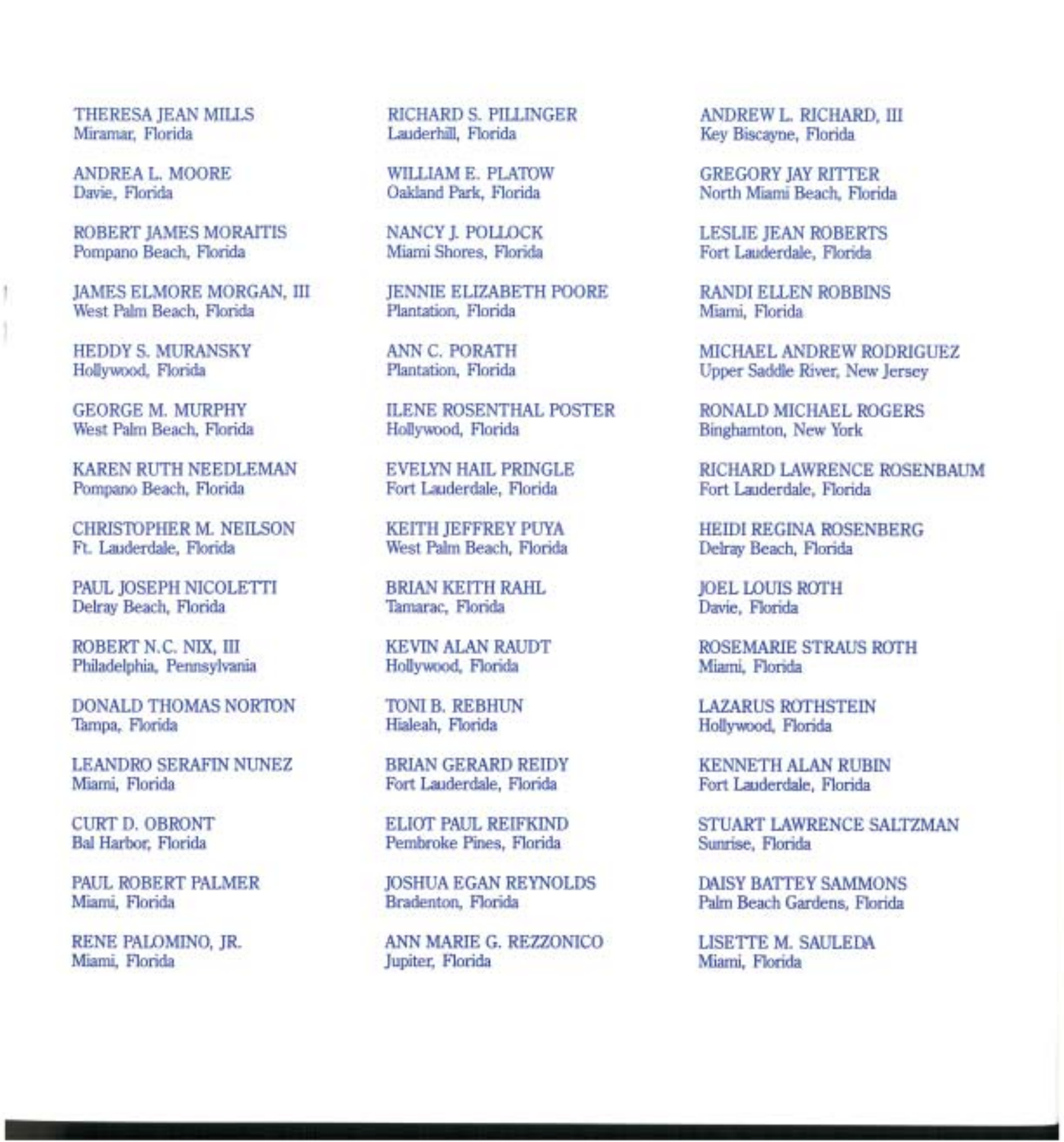THERESA JEAN MILLS
Miramar, Florida

ANDREA L. MOORE
Davie, Florida

ROBERT JAMES MORAITIS
Pompano Beach, Florida

JAMES ELMORE MORGAN, III
West Palm Beach, Florida

HEDDY S. MURANSKY
Hollywood, Florida

GEORGE M. MURPHY
West Palm Beach, Florida

KAREN RUTH NEEDLEMAN
Pompano Beach, Florida

CHRISTOPHER M. NEILSON
Ft. Lauderdale, Florida

PAUL JOSEPH NICOLETTI
Delray Beach, Florida

ROBERT N.C. NIX, III
Philadelphia, Pennsylvania

DONALD THOMAS NORTON
Tampa, Florida

LEANDRO SERAFIN NUNEZ
Miami, Florida

CURT D. OBRONT
Bal Harbor, Florida

PAUL ROBERT PALMER
Miami, Florida

RENE PALOMINO, JR.
Miami, Florida

RICHARD S. PILLINGER
Lauderhill, Florida

WILLIAM E. PLATOW
Oakland Park, Florida

NANCY J. POLLOCK
Miami Shores, Florida

JENNIE ELIZABETH POORE
Plantation, Florida

ANN C. PORATH
Plantation, Florida

ILENE ROSENTHAL POSTER
Hollywood, Florida

EVELYN HAIL PRINGLE
Fort Lauderdale, Florida

KEITH JEFFREY PUYA
West Palm Beach, Florida

BRIAN KEITH RAHL
Tamarac, Florida

KEVIN ALAN RAUDT
Hollywood, Florida

TONI B. REBHUN
Hialeah, Florida

BRIAN GERARD REIDY
Fort Lauderdale, Florida

ELIOT PAUL REIFKIND
Pembroke Pines, Florida

JOSHUA EGAN REYNOLDS
Bradenton, Florida

ANN MARIE G. REZZONICO
Jupiter, Florida

ANDREW L. RICHARD, III
Key Biscayne, Florida

GREGORY JAY RITTER
North Miami Beach, Florida

LESLIE JEAN ROBERTS
Fort Lauderdale, Florida

RANDI ELLEN ROBBINS
Miami, Florida

MICHAEL ANDREW RODRIGUEZ
Upper Saddle River, New Jersey

RONALD MICHAEL ROGERS
Binghamton, New York

RICHARD LAWRENCE ROSENBAUM
Fort Lauderdale, Florida

HEIDI REGINA ROSENBERG
Delray Beach, Florida

JOEL LOUIS ROTH
Davie, Florida

ROSEMARIE STRAUS ROTH
Miami, Florida

LAZARUS ROTHSTEIN
Hollywood, Florida

KENNETH ALAN RUBIN
Fort Lauderdale, Florida

STUART LAWRENCE SALTZMAN
Sunrise, Florida

DAISY BATTEY SAMMONS
Palm Beach Gardens, Florida

LISETTE M. SAULEDA
Miami, Florida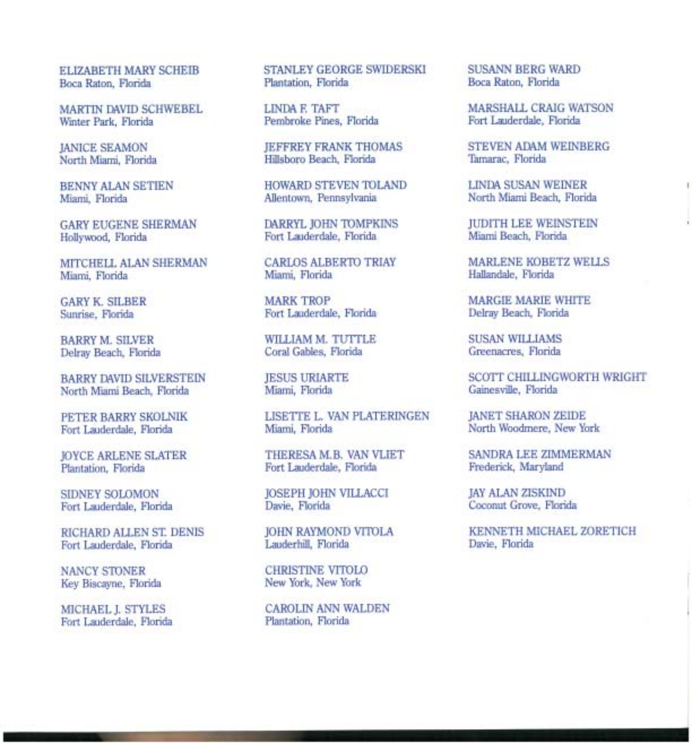ELIZABETH MARY SCHEIB
Boca Raton, Florida

MARTIN DAVID SCHWEBEL
Winter Park, Florida

JANICE SEAMON
North Miami, Florida

BENNY ALAN SETIEN
Miami, Florida

GARY EUGENE SHERMAN
Hollywood, Florida

MITCHELL ALAN SHERMAN
Miami, Florida

GARY K. SILBER
Sunrise, Florida

BARRY M. SILVER
Delray Beach, Florida

BARRY DAVID SILVERSTEIN
North Miami Beach, Florida

PETER BARRY SKOLNIK
Fort Lauderdale, Florida

JOYCE ARLENE SLATER
Plantation, Florida

SIDNEY SOLOMON
Fort Lauderdale, Florida

RICHARD ALLEN ST. DENIS
Fort Lauderdale, Florida

NANCY STONER
Key Biscayne, Florida

MICHAEL J. STYLES
Fort Lauderdale, Florida

STANLEY GEORGE SWIDERSKI
Plantation, Florida

LINDA F. TAFT
Pembroke Pines, Florida

JEFFREY FRANK THOMAS
Hillsboro Beach, Florida

HOWARD STEVEN TOLAND
Allentown, Pennsylvania

DARRYL JOHN TOMPKINS
Fort Lauderdale, Florida

CARLOS ALBERTO TRIAY
Miami, Florida

MARK TROP
Fort Lauderdale, Florida

WILLIAM M. TUTTLE
Coral Gables, Florida

JESUS URIARTE
Miami, Florida

LISETTE L. VAN PLATERINGEN
Miami, Florida

THERESA M.B. VAN VLIET
Fort Lauderdale, Florida

JOSEPH JOHN VILLACCI
Davie, Florida

JOHN RAYMOND VITOLA
Lauderhill, Florida

CHRISTINE VITOLO
New York, New York

CAROLIN ANN WALDEN
Plantation, Florida

SUSANN BERG WARD
Boca Raton, Florida

MARSHALL CRAIG WATSON
Fort Lauderdale, Florida

STEVEN ADAM WEINBERG
Tamarac, Florida

LINDA SUSAN WEINER
North Miami Beach, Florida

JUDITH LEE WEINSTEIN
Miami Beach, Florida

MARLENE KOBETZ WELLS
Hallandale, Florida

MARGIE MARIE WHITE
Delray Beach, Florida

SUSAN WILLIAMS
Greenacres, Florida

SCOTT CHILLINGWORTH WRIGHT
Gainesville, Florida

JANET SHARON ZEIDE
North Woodmere, New York

SANDRA LEE ZIMMERMAN
Frederick, Maryland

JAY ALAN ZISKIND
Coconut Grove, Florida

KENNETH MICHAEL ZORETICH
Davie, Florida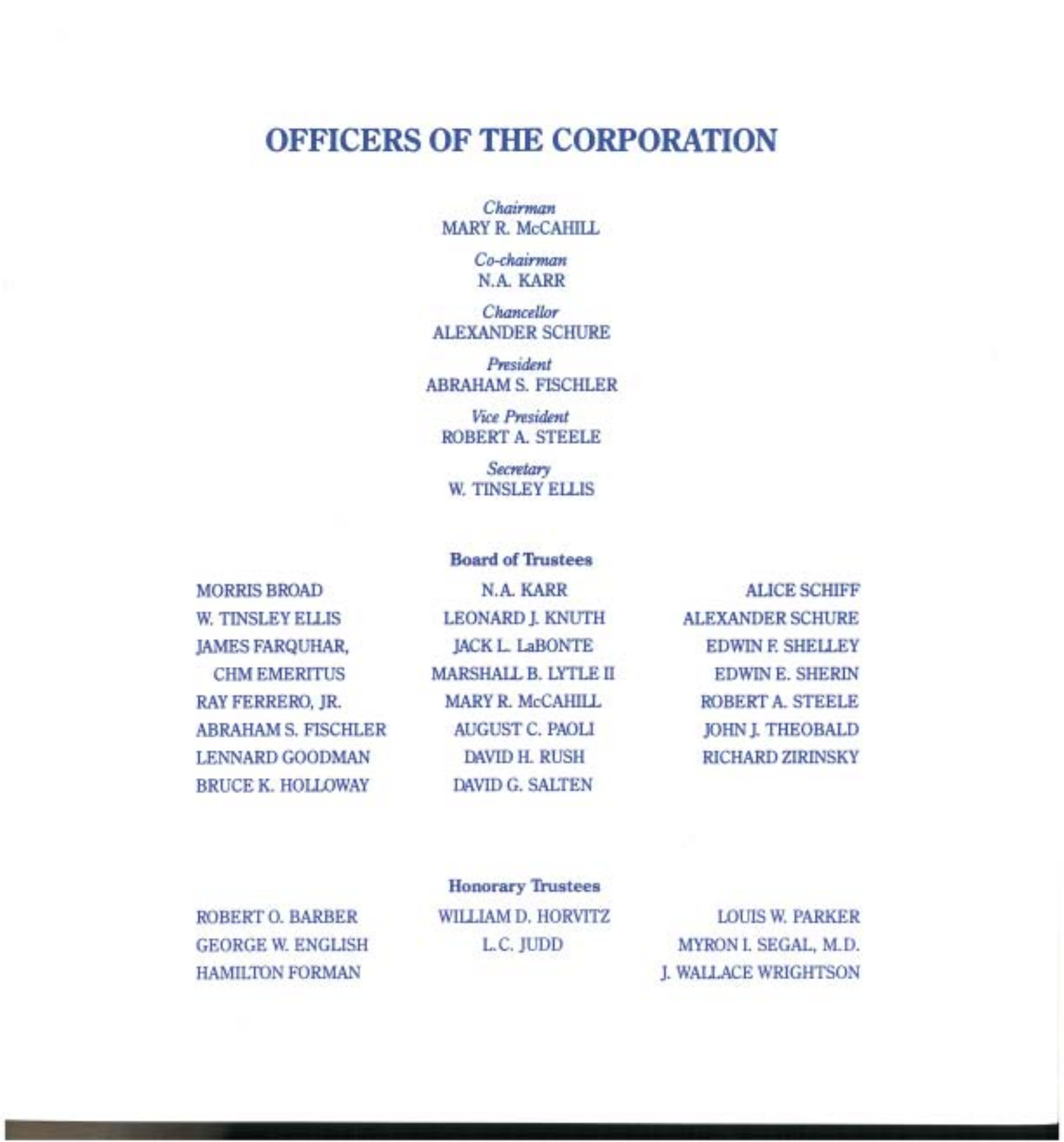# OFFICERS OF THE CORPORATION

*Chairman*
MARY R. McCAHILL

*Co-chairman*
N.A. KARR

*Chancellor*
ALEXANDER SCHURE

*President*
ABRAHAM S. FISCHLER

*Vice President*
ROBERT A. STEELE

*Secretary*
W. TINSLEY ELLIS

**Board of Trustees**

MORRIS BROAD
W. TINSLEY ELLIS
JAMES FARQUHAR, CHM EMERITUS
RAY FERRERO, JR.
ABRAHAM S. FISCHLER
LENNARD GOODMAN
BRUCE K. HOLLOWAY
N.A. KARR
LEONARD J. KNUTH
JACK L. LaBONTE
MARSHALL B. LYTLE II
MARY R. McCAHILL
AUGUST C. PAOLI
DAVID H. RUSH
DAVID G. SALTEN
ALICE SCHIFF
ALEXANDER SCHURE
EDWIN F. SHELLEY
EDWIN E. SHERIN
ROBERT A. STEELE
JOHN J. THEOBALD
RICHARD ZIRINSKY

**Honorary Trustees**

ROBERT O. BARBER
GEORGE W. ENGLISH
HAMILTON FORMAN
WILLIAM D. HORVITZ
L.C. JUDD
LOUIS W. PARKER
MYRON I. SEGAL, M.D.
J. WALLACE WRIGHTSON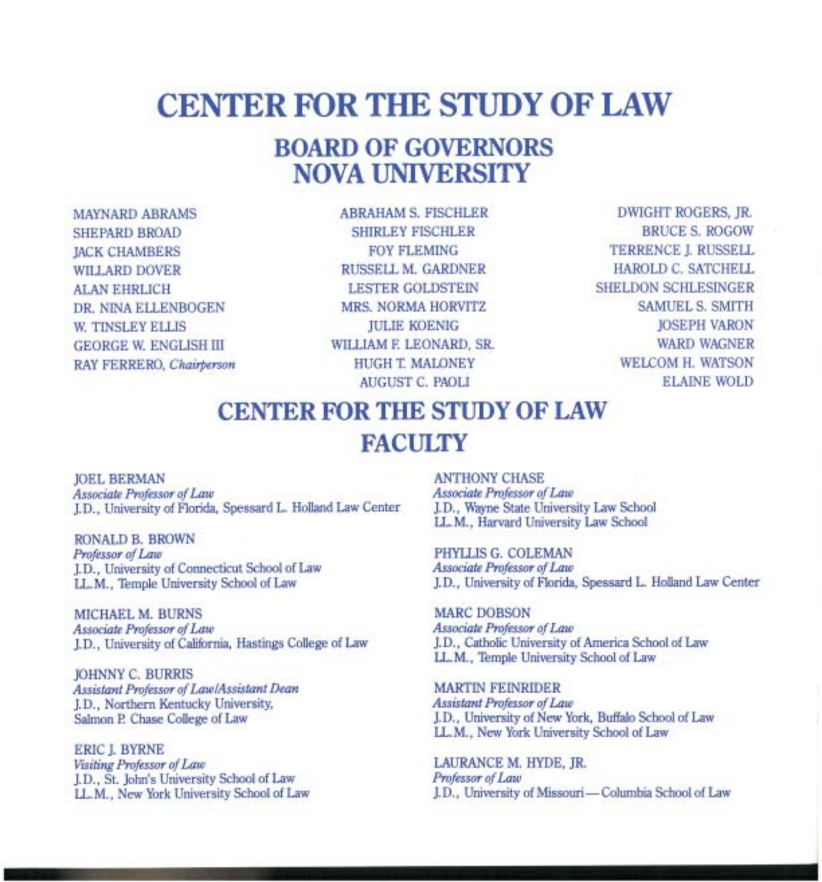# CENTER FOR THE STUDY OF LAW

## BOARD OF GOVERNORS
## NOVA UNIVERSITY

MAYNARD ABRAMS
SHEPARD BROAD
JACK CHAMBERS
WILLARD DOVER
ALAN EHRLICH
DR. NINA ELLENBOGEN
W. TINSLEY ELLIS
GEORGE W. ENGLISH III
RAY FERRERO, *Chairperson*

ABRAHAM S. FISCHLER
SHIRLEY FISCHLER
FOY FLEMING
RUSSELL M. GARDNER
LESTER GOLDSTEIN
MRS. NORMA HORVITZ
JULIE KOENIG
WILLIAM F. LEONARD, SR.
HUGH T. MALONEY
AUGUST C. PAOLI

DWIGHT ROGERS, JR.
BRUCE S. ROGOW
TERRENCE J. RUSSELL
HAROLD C. SATCHELL
SHELDON SCHLESINGER
SAMUEL S. SMITH
JOSEPH VARON
WARD WAGNER
WELCOM H. WATSON
ELAINE WOLD

# CENTER FOR THE STUDY OF LAW
## FACULTY

JOEL BERMAN
*Associate Professor of Law*
J.D., University of Florida, Spessard L. Holland Law Center

RONALD B. BROWN
*Professor of Law*
J.D., University of Connecticut School of Law
LL.M., Temple University School of Law

MICHAEL M. BURNS
*Associate Professor of Law*
J.D., University of California, Hastings College of Law

JOHNNY C. BURRIS
*Assistant Professor of Law/Assistant Dean*
J.D., Northern Kentucky University,
Salmon P. Chase College of Law

ERIC J. BYRNE
*Visiting Professor of Law*
J.D., St. John's University School of Law
LL.M., New York University School of Law

ANTHONY CHASE
*Associate Professor of Law*
J.D., Wayne State University Law School
LL.M., Harvard University Law School

PHYLLIS G. COLEMAN
*Associate Professor of Law*
J.D., University of Florida, Spessard L. Holland Law Center

MARC DOBSON
*Associate Professor of Law*
J.D., Catholic University of America School of Law
LL.M., Temple University School of Law

MARTIN FEINRIDER
*Assistant Professor of Law*
J.D., University of New York, Buffalo School of Law
LL.M., New York University School of Law

LAURANCE M. HYDE, JR.
*Professor of Law*
J.D., University of Missouri—Columbia School of Law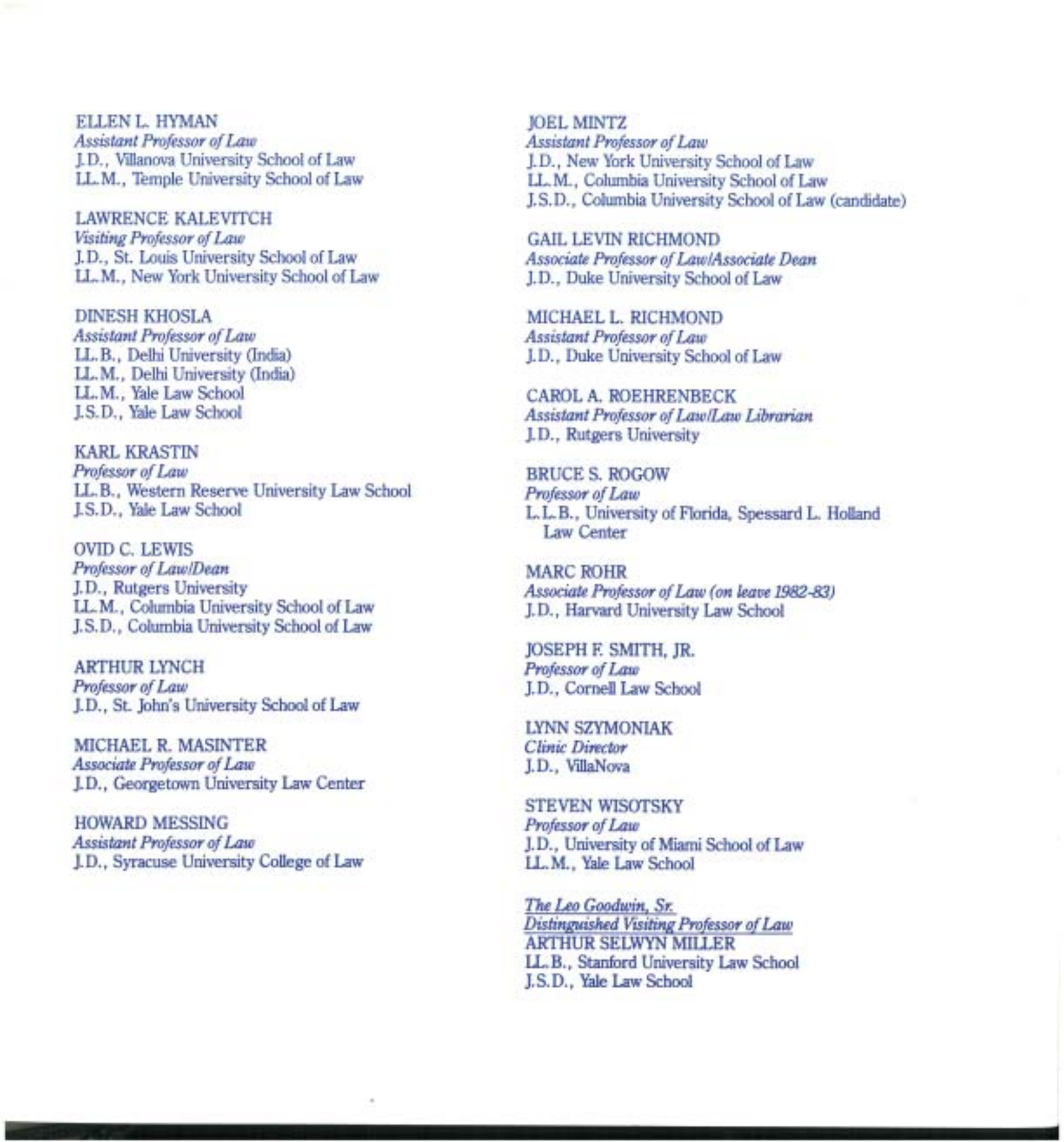ELLEN L. HYMAN
*Assistant Professor of Law*
J.D., Villanova University School of Law
LL.M., Temple University School of Law

LAWRENCE KALEVITCH
*Visiting Professor of Law*
J.D., St. Louis University School of Law
LL.M., New York University School of Law

DINESH KHOSLA
*Assistant Professor of Law*
LL.B., Delhi University (India)
LL.M., Delhi University (India)
LL.M., Yale Law School
J.S.D., Yale Law School

KARL KRASTIN
*Professor of Law*
LL.B., Western Reserve University Law School
J.S.D., Yale Law School

OVID C. LEWIS
*Professor of Law/Dean*
J.D., Rutgers University
LL.M., Columbia University School of Law
J.S.D., Columbia University School of Law

ARTHUR LYNCH
*Professor of Law*
J.D., St. John's University School of Law

MICHAEL R. MASINTER
*Associate Professor of Law*
J.D., Georgetown University Law Center

HOWARD MESSING
*Assistant Professor of Law*
J.D., Syracuse University College of Law

JOEL MINTZ
*Assistant Professor of Law*
J.D., New York University School of Law
LL.M., Columbia University School of Law
J.S.D., Columbia University School of Law (candidate)

GAIL LEVIN RICHMOND
*Associate Professor of Law/Associate Dean*
J.D., Duke University School of Law

MICHAEL L. RICHMOND
*Assistant Professor of Law*
J.D., Duke University School of Law

CAROL A. ROEHRENBECK
*Assistant Professor of Law/Law Librarian*
J.D., Rutgers University

BRUCE S. ROGOW
*Professor of Law*
L.L.B., University of Florida, Spessard L. Holland Law Center

MARC ROHR
*Associate Professor of Law (on leave 1982-83)*
J.D., Harvard University Law School

JOSEPH F. SMITH, JR.
*Professor of Law*
J.D., Cornell Law School

LYNN SZYMONIAK
*Clinic Director*
J.D., VillaNova

STEVEN WISOTSKY
*Professor of Law*
J.D., University of Miami School of Law
LL.M., Yale Law School

*The Leo Goodwin, Sr.*
*Distinguished Visiting Professor of Law*
ARTHUR SELWYN MILLER
LL.B., Stanford University Law School
J.S.D., Yale Law School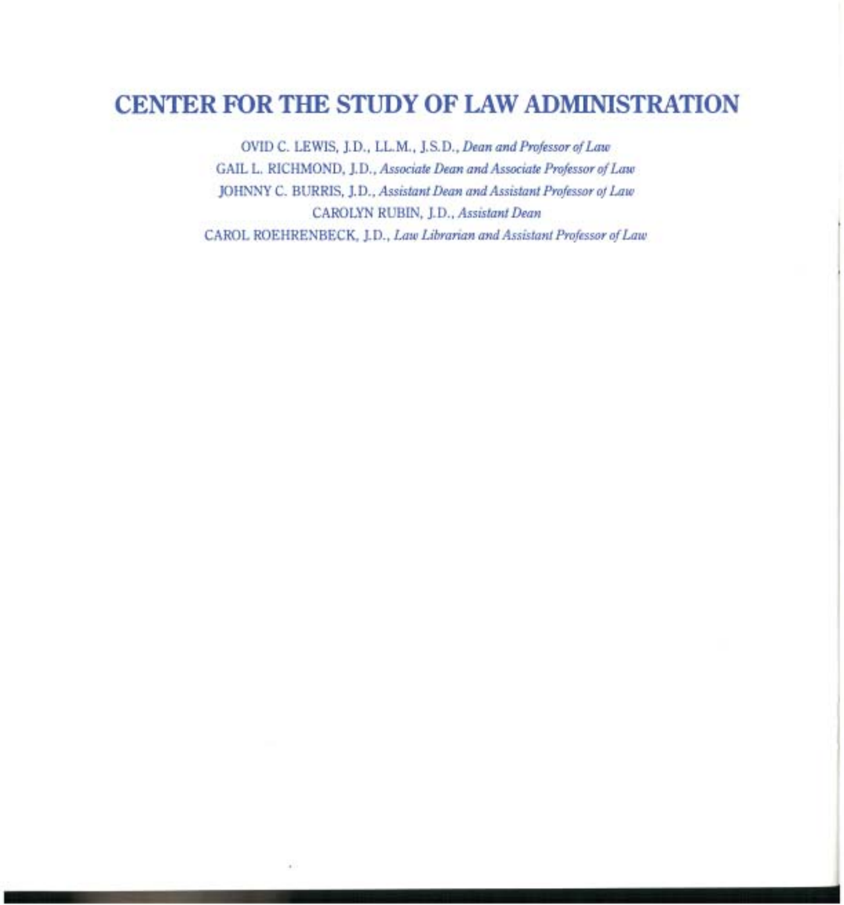# CENTER FOR THE STUDY OF LAW ADMINISTRATION

OVID C. LEWIS, J.D., LL.M., J.S.D., *Dean and Professor of Law*

GAIL L. RICHMOND, J.D., *Associate Dean and Associate Professor of Law*

JOHNNY C. BURRIS, J.D., *Assistant Dean and Assistant Professor of Law*

CAROLYN RUBIN, J.D., *Assistant Dean*

CAROL ROEHRENBECK, J.D., *Law Librarian and Assistant Professor of Law*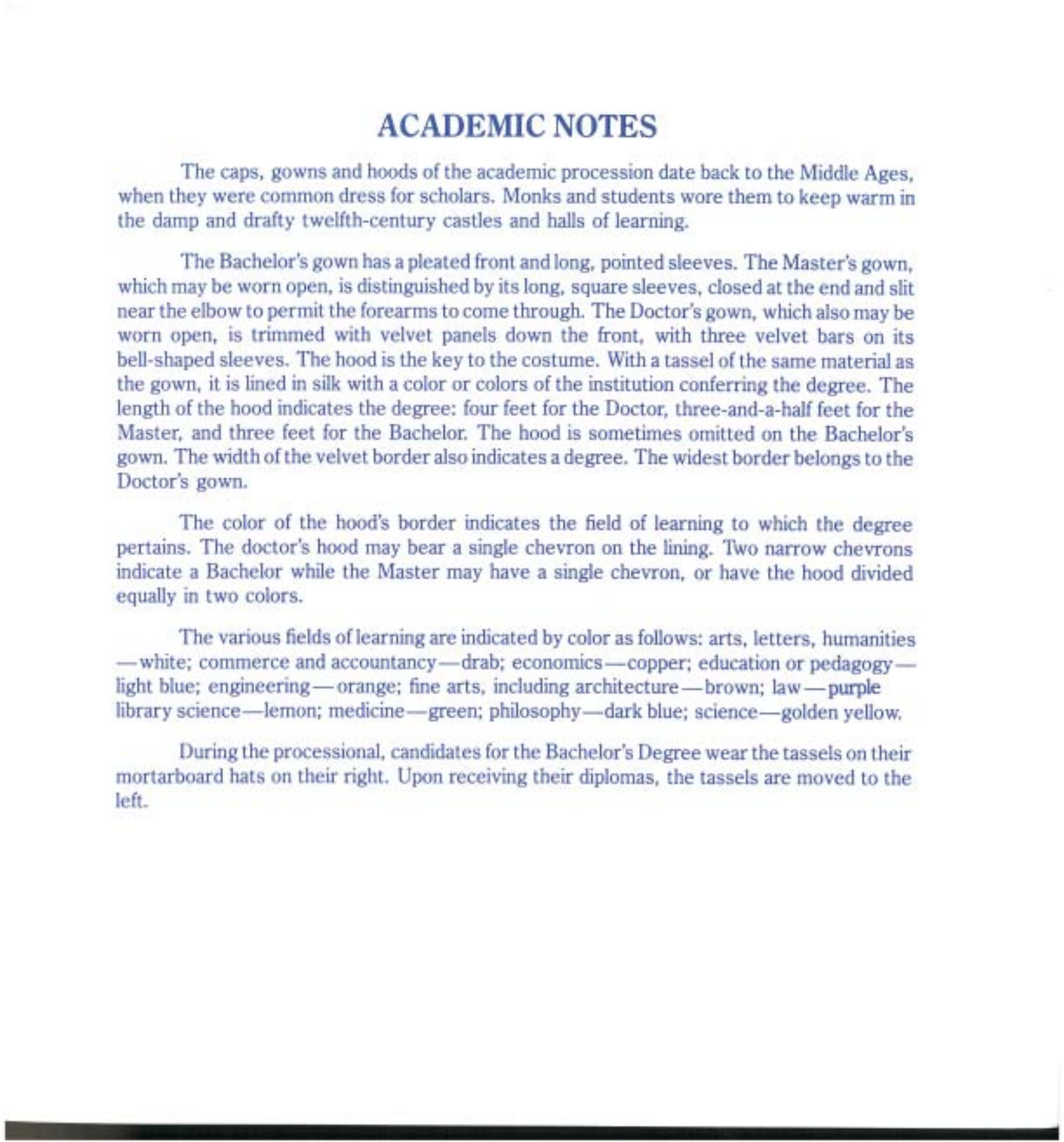# ACADEMIC NOTES

The caps, gowns and hoods of the academic procession date back to the Middle Ages, when they were common dress for scholars. Monks and students wore them to keep warm in the damp and drafty twelfth-century castles and halls of learning.

The Bachelor's gown has a pleated front and long, pointed sleeves. The Master's gown, which may be worn open, is distinguished by its long, square sleeves, closed at the end and slit near the elbow to permit the forearms to come through. The Doctor's gown, which also may be worn open, is trimmed with velvet panels down the front, with three velvet bars on its bell-shaped sleeves. The hood is the key to the costume. With a tassel of the same material as the gown, it is lined in silk with a color or colors of the institution conferring the degree. The length of the hood indicates the degree: four feet for the Doctor, three-and-a-half feet for the Master, and three feet for the Bachelor. The hood is sometimes omitted on the Bachelor's gown. The width of the velvet border also indicates a degree. The widest border belongs to the Doctor's gown.

The color of the hood's border indicates the field of learning to which the degree pertains. The doctor's hood may bear a single chevron on the lining. Two narrow chevrons indicate a Bachelor while the Master may have a single chevron, or have the hood divided equally in two colors.

The various fields of learning are indicated by color as follows: arts, letters, humanities —white; commerce and accountancy—drab; economics—copper; education or pedagogy—light blue; engineering—orange; fine arts, including architecture—brown; law—purple library science—lemon; medicine—green; philosophy—dark blue; science—golden yellow.

During the processional, candidates for the Bachelor's Degree wear the tassels on their mortarboard hats on their right. Upon receiving their diplomas, the tassels are moved to the left.